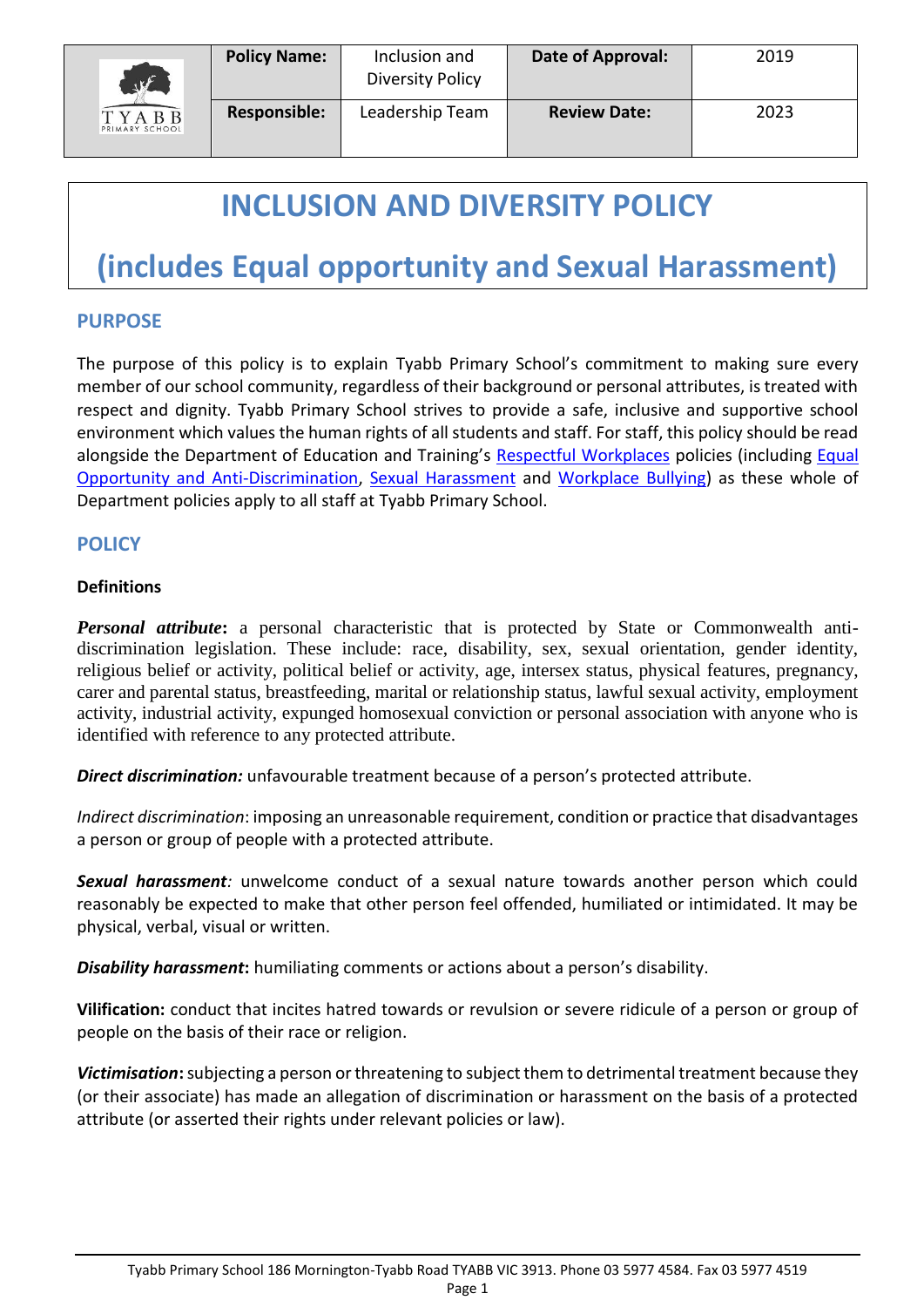| | Policy Name: | Inclusion and Diversity Policy | Date of Approval: | 2019 |
|---|---|---|---|---|
| TYABB PRIMARY SCHOOL | Responsible: | Leadership Team | Review Date: | 2023 |

# INCLUSION AND DIVERSITY POLICY

# (includes Equal opportunity and Sexual Harassment)

## PURPOSE

The purpose of this policy is to explain Tyabb Primary School's commitment to making sure every member of our school community, regardless of their background or personal attributes, is treated with respect and dignity. Tyabb Primary School strives to provide a safe, inclusive and supportive school environment which values the human rights of all students and staff. For staff, this policy should be read alongside the Department of Education and Training's Respectful Workplaces policies (including Equal Opportunity and Anti-Discrimination, Sexual Harassment and Workplace Bullying) as these whole of Department policies apply to all staff at Tyabb Primary School.

## POLICY

### Definitions

***Personal attribute*:** a personal characteristic that is protected by State or Commonwealth anti-discrimination legislation. These include: race, disability, sex, sexual orientation, gender identity, religious belief or activity, political belief or activity, age, intersex status, physical features, pregnancy, carer and parental status, breastfeeding, marital or relationship status, lawful sexual activity, employment activity, industrial activity, expunged homosexual conviction or personal association with anyone who is identified with reference to any protected attribute.

***Direct discrimination:*** unfavourable treatment because of a person's protected attribute.

*Indirect discrimination*: imposing an unreasonable requirement, condition or practice that disadvantages a person or group of people with a protected attribute.

***Sexual harassment****:* unwelcome conduct of a sexual nature towards another person which could reasonably be expected to make that other person feel offended, humiliated or intimidated. It may be physical, verbal, visual or written.

***Disability harassment*:** humiliating comments or actions about a person's disability.

**Vilification:** conduct that incites hatred towards or revulsion or severe ridicule of a person or group of people on the basis of their race or religion.

***Victimisation*:** subjecting a person or threatening to subject them to detrimental treatment because they (or their associate) has made an allegation of discrimination or harassment on the basis of a protected attribute (or asserted their rights under relevant policies or law).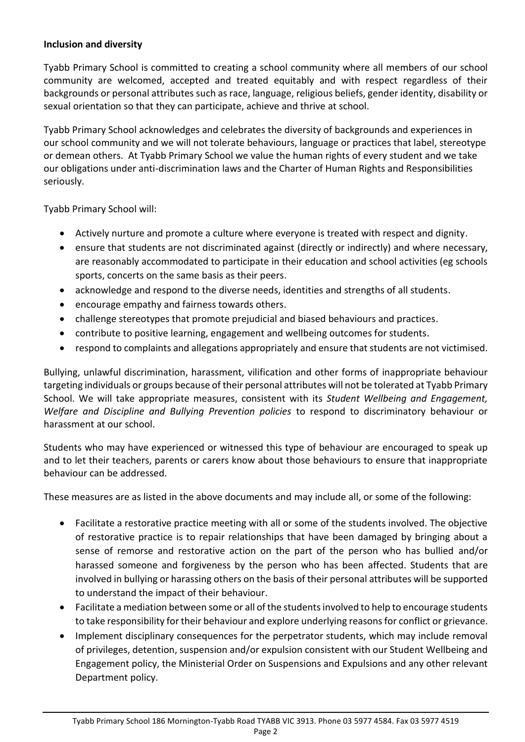**Inclusion and diversity**

Tyabb Primary School is committed to creating a school community where all members of our school community are welcomed, accepted and treated equitably and with respect regardless of their backgrounds or personal attributes such as race, language, religious beliefs, gender identity, disability or sexual orientation so that they can participate, achieve and thrive at school.

Tyabb Primary School acknowledges and celebrates the diversity of backgrounds and experiences in our school community and we will not tolerate behaviours, language or practices that label, stereotype or demean others. At Tyabb Primary School we value the human rights of every student and we take our obligations under anti-discrimination laws and the Charter of Human Rights and Responsibilities seriously.

Tyabb Primary School will:

- Actively nurture and promote a culture where everyone is treated with respect and dignity.
- ensure that students are not discriminated against (directly or indirectly) and where necessary, are reasonably accommodated to participate in their education and school activities (eg schools sports, concerts on the same basis as their peers.
- acknowledge and respond to the diverse needs, identities and strengths of all students.
- encourage empathy and fairness towards others.
- challenge stereotypes that promote prejudicial and biased behaviours and practices.
- contribute to positive learning, engagement and wellbeing outcomes for students.
- respond to complaints and allegations appropriately and ensure that students are not victimised.

Bullying, unlawful discrimination, harassment, vilification and other forms of inappropriate behaviour targeting individuals or groups because of their personal attributes will not be tolerated at Tyabb Primary School. We will take appropriate measures, consistent with its *Student Wellbeing and Engagement, Welfare and Discipline and Bullying Prevention policies* to respond to discriminatory behaviour or harassment at our school.

Students who may have experienced or witnessed this type of behaviour are encouraged to speak up and to let their teachers, parents or carers know about those behaviours to ensure that inappropriate behaviour can be addressed.

These measures are as listed in the above documents and may include all, or some of the following:

- Facilitate a restorative practice meeting with all or some of the students involved. The objective of restorative practice is to repair relationships that have been damaged by bringing about a sense of remorse and restorative action on the part of the person who has bullied and/or harassed someone and forgiveness by the person who has been affected. Students that are involved in bullying or harassing others on the basis of their personal attributes will be supported to understand the impact of their behaviour.
- Facilitate a mediation between some or all of the students involved to help to encourage students to take responsibility for their behaviour and explore underlying reasons for conflict or grievance.
- Implement disciplinary consequences for the perpetrator students, which may include removal of privileges, detention, suspension and/or expulsion consistent with our Student Wellbeing and Engagement policy, the Ministerial Order on Suspensions and Expulsions and any other relevant Department policy.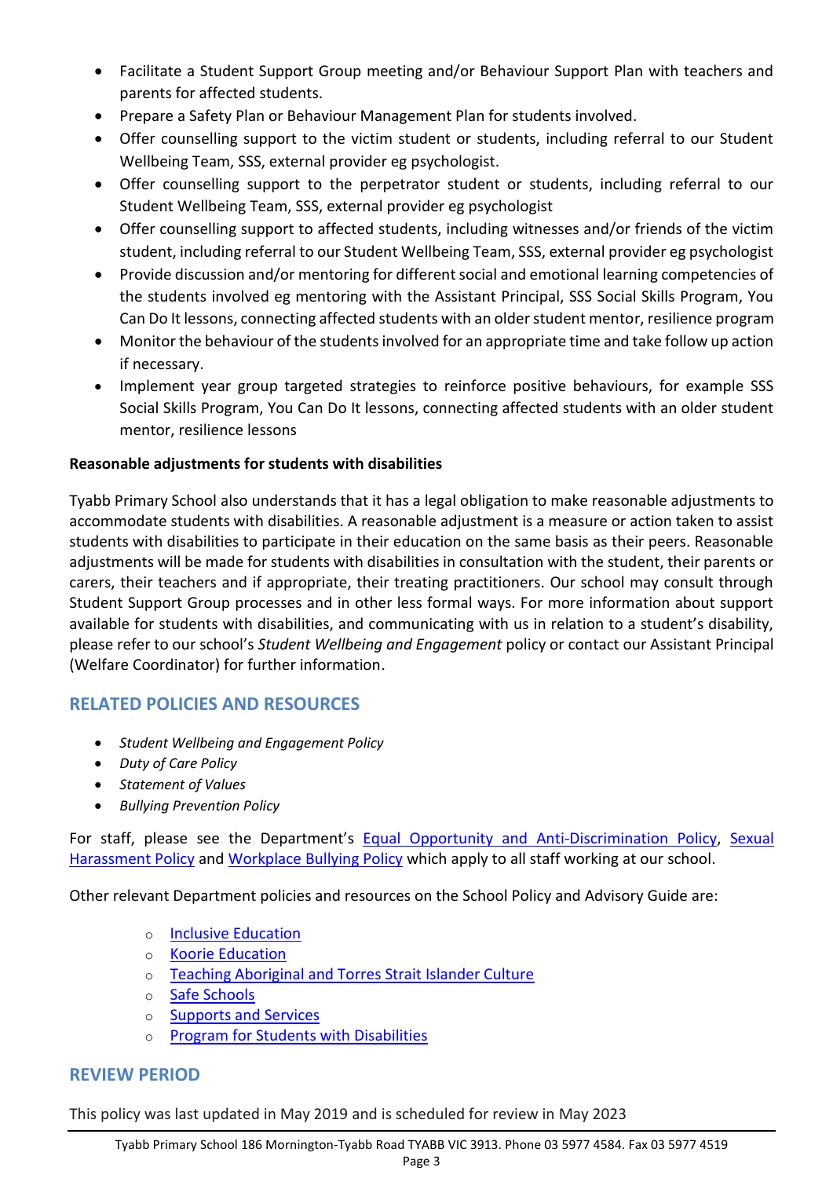- Facilitate a Student Support Group meeting and/or Behaviour Support Plan with teachers and parents for affected students.
- Prepare a Safety Plan or Behaviour Management Plan for students involved.
- Offer counselling support to the victim student or students, including referral to our Student Wellbeing Team, SSS, external provider eg psychologist.
- Offer counselling support to the perpetrator student or students, including referral to our Student Wellbeing Team, SSS, external provider eg psychologist
- Offer counselling support to affected students, including witnesses and/or friends of the victim student, including referral to our Student Wellbeing Team, SSS, external provider eg psychologist
- Provide discussion and/or mentoring for different social and emotional learning competencies of the students involved eg mentoring with the Assistant Principal, SSS Social Skills Program, You Can Do It lessons, connecting affected students with an older student mentor, resilience program
- Monitor the behaviour of the students involved for an appropriate time and take follow up action if necessary.
- Implement year group targeted strategies to reinforce positive behaviours, for example SSS Social Skills Program, You Can Do It lessons, connecting affected students with an older student mentor, resilience lessons

**Reasonable adjustments for students with disabilities**

Tyabb Primary School also understands that it has a legal obligation to make reasonable adjustments to accommodate students with disabilities. A reasonable adjustment is a measure or action taken to assist students with disabilities to participate in their education on the same basis as their peers. Reasonable adjustments will be made for students with disabilities in consultation with the student, their parents or carers, their teachers and if appropriate, their treating practitioners. Our school may consult through Student Support Group processes and in other less formal ways. For more information about support available for students with disabilities, and communicating with us in relation to a student's disability, please refer to our school's *Student Wellbeing and Engagement* policy or contact our Assistant Principal (Welfare Coordinator) for further information.

## RELATED POLICIES AND RESOURCES

- *Student Wellbeing and Engagement Policy*
- *Duty of Care Policy*
- *Statement of Values*
- *Bullying Prevention Policy*

For staff, please see the Department's Equal Opportunity and Anti-Discrimination Policy, Sexual Harassment Policy and Workplace Bullying Policy which apply to all staff working at our school.

Other relevant Department policies and resources on the School Policy and Advisory Guide are:

- Inclusive Education
- Koorie Education
- Teaching Aboriginal and Torres Strait Islander Culture
- Safe Schools
- Supports and Services
- Program for Students with Disabilities

## REVIEW PERIOD

This policy was last updated in May 2019 and is scheduled for review in May 2023